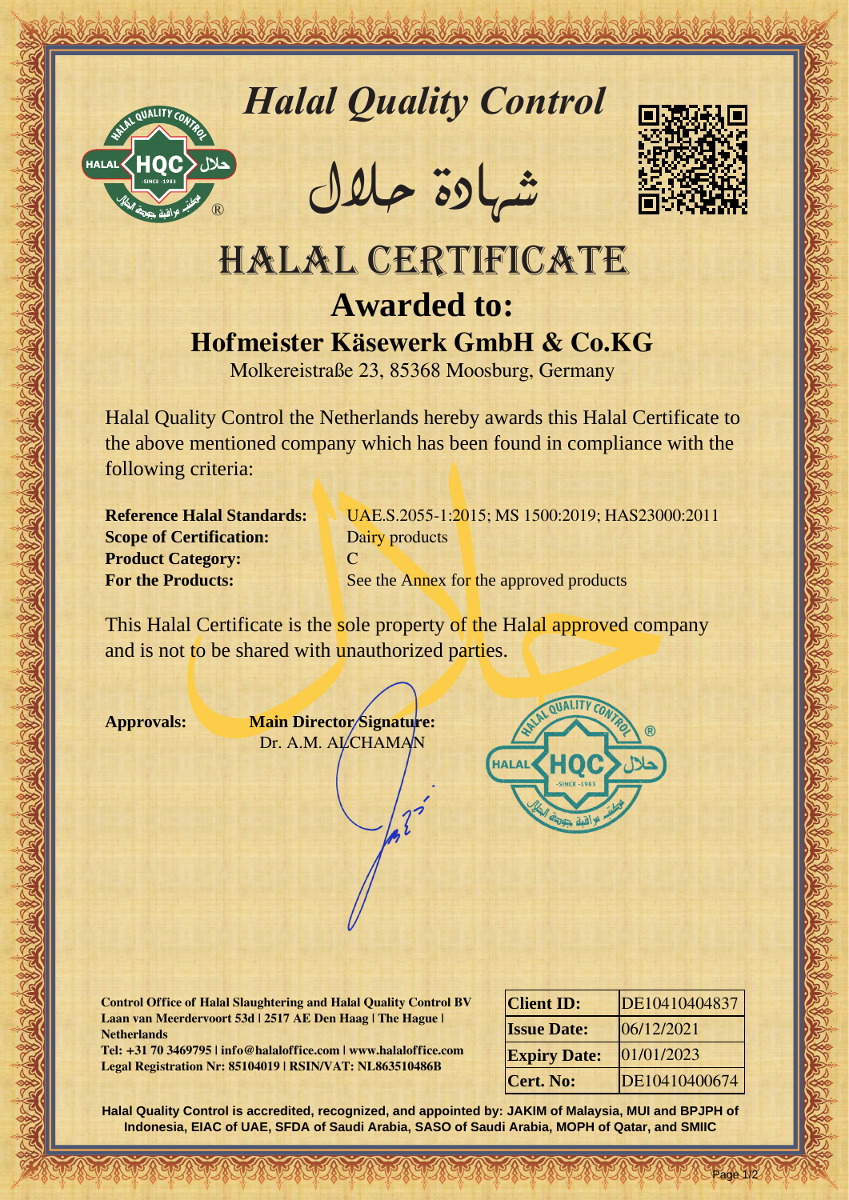# *Halal Quality Control*

شهادة حلال

# HALAL CERTIFICATE

## Awarded to:

## Hofmeister Käsewerk GmbH & Co.KG

Molkereistraße 23, 85368 Moosburg, Germany

Halal Quality Control the Netherlands hereby awards this Halal Certificate to the above mentioned company which has been found in compliance with the following criteria:

**Reference Halal Standards:** UAE.S.2055-1:2015; MS 1500:2019; HAS23000:2011
**Scope of Certification:** Dairy products
**Product Category:** C
**For the Products:** See the Annex for the approved products

This Halal Certificate is the sole property of the Halal approved company and is not to be shared with unauthorized parties.

**Approvals:**

**Main Director Signature:**
Dr. A.M. ALCHAMAN

**Control Office of Halal Slaughtering and Halal Quality Control BV**
**Laan van Meerdervoort 53d | 2517 AE Den Haag | The Hague | Netherlands**
**Tel: +31 70 3469795 | info@halaloffice.com | www.halaloffice.com**
**Legal Registration Nr: 85104019 | RSIN/VAT: NL863510486B**

| | |
|---|---|
| **Client ID:** | DE10410404837 |
| **Issue Date:** | 06/12/2021 |
| **Expiry Date:** | 01/01/2023 |
| **Cert. No:** | DE10410400674 |

**Halal Quality Control is accredited, recognized, and appointed by: JAKIM of Malaysia, MUI and BPJPH of Indonesia, EIAC of UAE, SFDA of Saudi Arabia, SASO of Saudi Arabia, MOPH of Qatar, and SMIIC**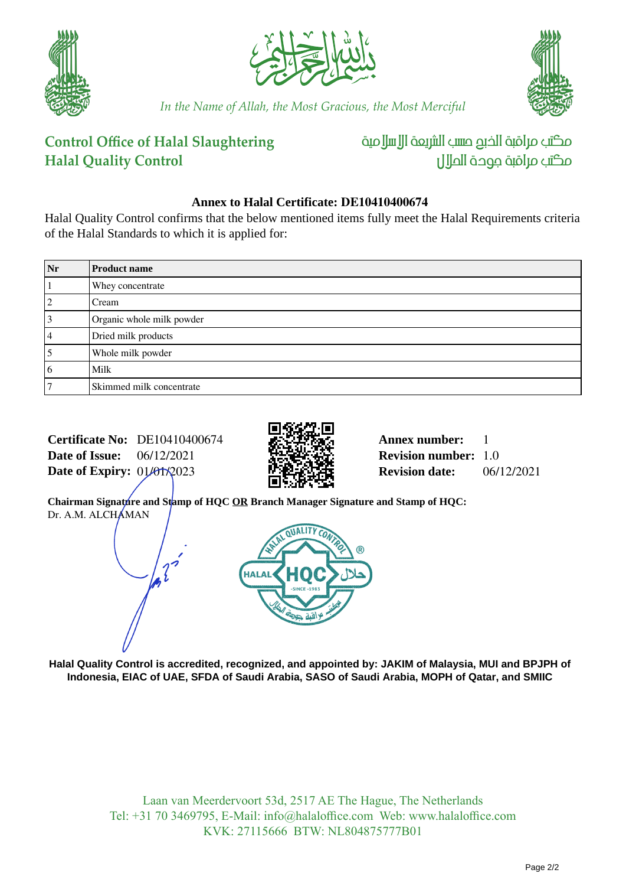In the Name of Allah, the Most Gracious, the Most Merciful

**Control Office of Halal Slaughtering**
**Halal Quality Control**

مكتب مراقبة الذبح حسب الشريعة الإسلامية
مكتب مراقبة جودة الحلال

## Annex to Halal Certificate: DE10410400674

Halal Quality Control confirms that the below mentioned items fully meet the Halal Requirements criteria of the Halal Standards to which it is applied for:

| Nr | Product name |
|---|---|
| 1 | Whey concentrate |
| 2 | Cream |
| 3 | Organic whole milk powder |
| 4 | Dried milk products |
| 5 | Whole milk powder |
| 6 | Milk |
| 7 | Skimmed milk concentrate |

**Certificate No:** DE10410400674
**Date of Issue:** 06/12/2021
**Date of Expiry:** 01/01/2023

**Annex number:** 1
**Revision number:** 1.0
**Revision date:** 06/12/2021

**Chairman Signature and Stamp of HQC OR Branch Manager Signature and Stamp of HQC:**
Dr. A.M. ALCHAMAN

HALAL QUALITY CONTROL ® HALAL HQC حلال -SINCE 1985- مكتب مراقبة جودة الحلال

**Halal Quality Control is accredited, recognized, and appointed by: JAKIM of Malaysia, MUI and BPJPH of Indonesia, EIAC of UAE, SFDA of Saudi Arabia, SASO of Saudi Arabia, MOPH of Qatar, and SMIIC**

Laan van Meerdervoort 53d, 2517 AE The Hague, The Netherlands
Tel: +31 70 3469795, E-Mail: info@halaloffice.com Web: www.halaloffice.com
KVK: 27115666 BTW: NL804875777B01